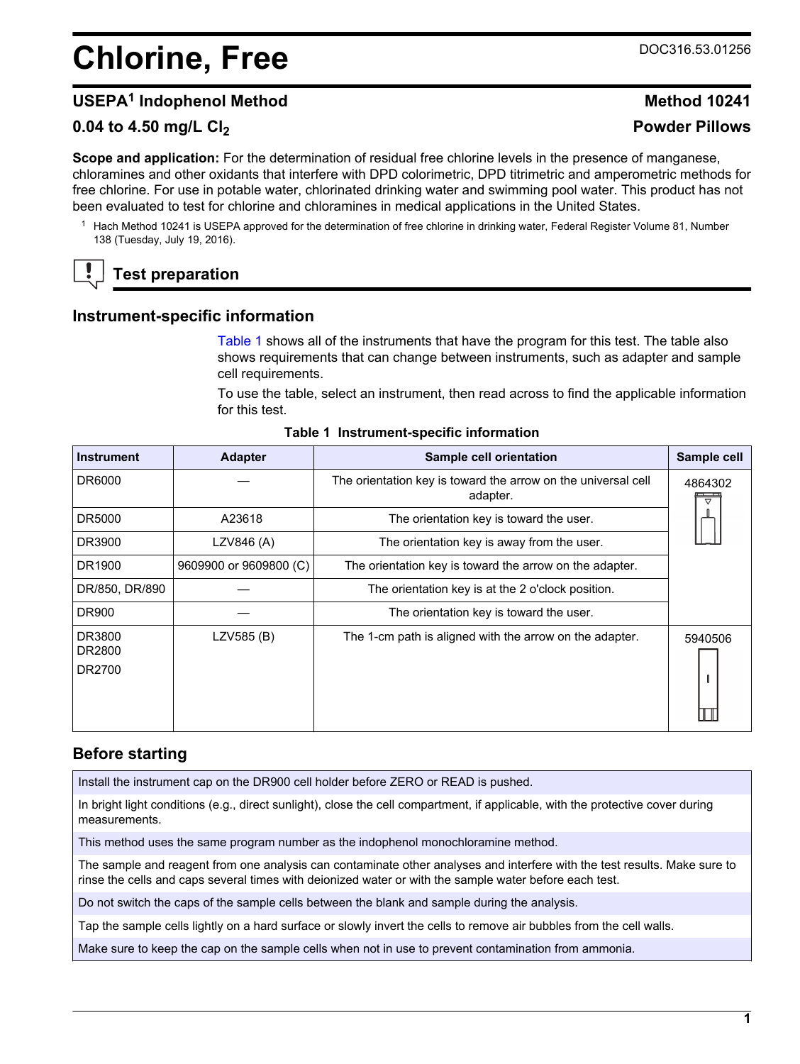# Chlorine, Free

DOC316.53.01256

## USEPA[1] Indophenol Method — Method 10241

## 0.04 to 4.50 mg/L $Cl_2$ — Powder Pillows

**Scope and application:** For the determination of residual free chlorine levels in the presence of manganese, chloramines and other oxidants that interfere with DPD colorimetric, DPD titrimetric and amperometric methods for free chlorine. For use in potable water, chlorinated drinking water and swimming pool water. This product has not been evaluated to test for chlorine and chloramines in medical applications in the United States.

[1] Hach Method 10241 is USEPA approved for the determination of free chlorine in drinking water, Federal Register Volume 81, Number 138 (Tuesday, July 19, 2016).

## Test preparation

### Instrument-specific information

Table 1 shows all of the instruments that have the program for this test. The table also shows requirements that can change between instruments, such as adapter and sample cell requirements.

To use the table, select an instrument, then read across to find the applicable information for this test.

**Table 1 Instrument-specific information**

| Instrument | Adapter | Sample cell orientation | Sample cell |
| --- | --- | --- | --- |
| DR6000 | — | The orientation key is toward the arrow on the universal cell adapter. | 4864302 |
| DR5000 | A23618 | The orientation key is toward the user. | |
| DR3900 | LZV846 (A) | The orientation key is away from the user. | |
| DR1900 | 9609900 or 9609800 (C) | The orientation key is toward the arrow on the adapter. | |
| DR/850, DR/890 | — | The orientation key is at the 2 o'clock position. | |
| DR900 | — | The orientation key is toward the user. | |
| DR3800<br>DR2800<br>DR2700 | LZV585 (B) | The 1-cm path is aligned with the arrow on the adapter. | 5940506 |

### Before starting

- Install the instrument cap on the DR900 cell holder before ZERO or READ is pushed.
- In bright light conditions (e.g., direct sunlight), close the cell compartment, if applicable, with the protective cover during measurements.
- This method uses the same program number as the indophenol monochloramine method.
- The sample and reagent from one analysis can contaminate other analyses and interfere with the test results. Make sure to rinse the cells and caps several times with deionized water or with the sample water before each test.
- Do not switch the caps of the sample cells between the blank and sample during the analysis.
- Tap the sample cells lightly on a hard surface or slowly invert the cells to remove air bubbles from the cell walls.
- Make sure to keep the cap on the sample cells when not in use to prevent contamination from ammonia.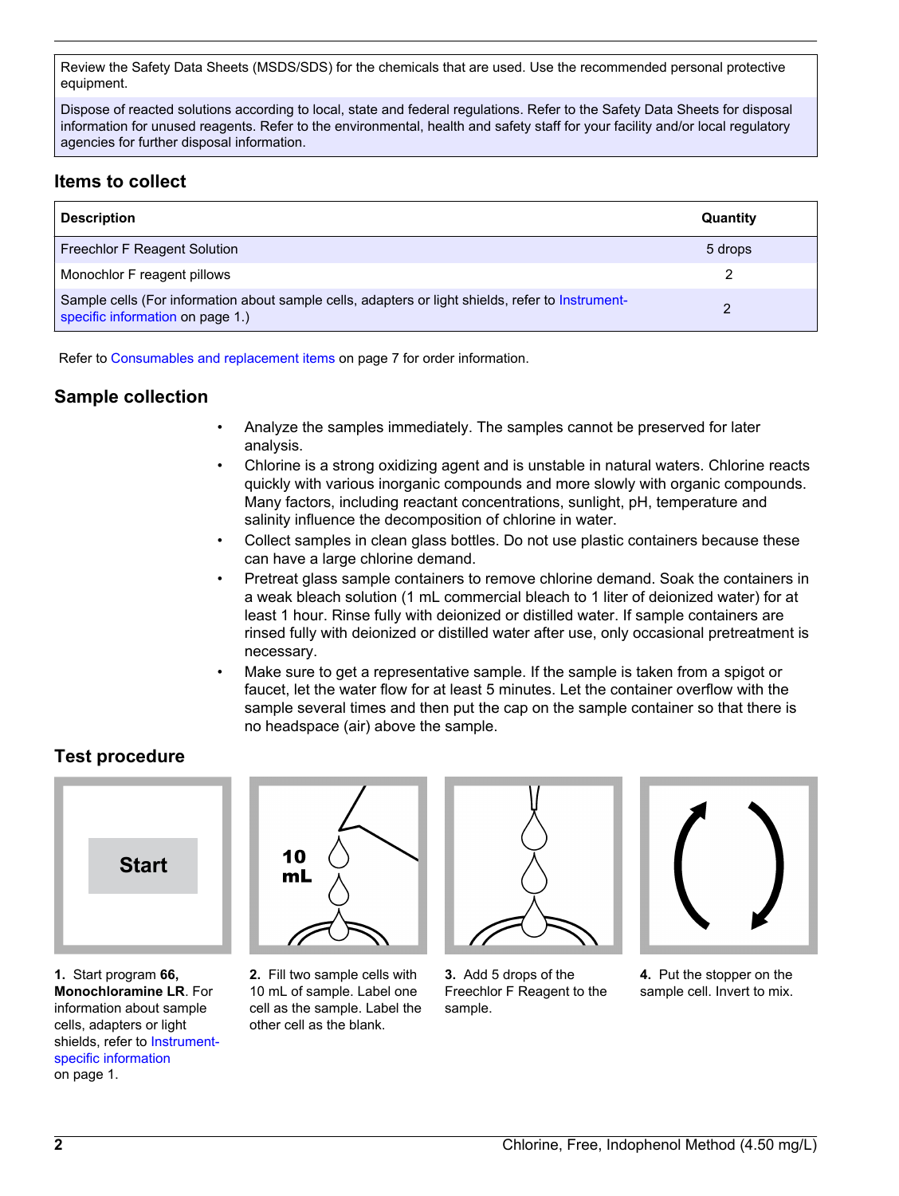Review the Safety Data Sheets (MSDS/SDS) for the chemicals that are used. Use the recommended personal protective equipment.

Dispose of reacted solutions according to local, state and federal regulations. Refer to the Safety Data Sheets for disposal information for unused reagents. Refer to the environmental, health and safety staff for your facility and/or local regulatory agencies for further disposal information.

## Items to collect

| Description | Quantity |
|---|---|
| Freechlor F Reagent Solution | 5 drops |
| Monochlor F reagent pillows | 2 |
| Sample cells (For information about sample cells, adapters or light shields, refer to Instrument-specific information on page 1.) | 2 |

Refer to Consumables and replacement items on page 7 for order information.

## Sample collection

- Analyze the samples immediately. The samples cannot be preserved for later analysis.
- Chlorine is a strong oxidizing agent and is unstable in natural waters. Chlorine reacts quickly with various inorganic compounds and more slowly with organic compounds. Many factors, including reactant concentrations, sunlight, pH, temperature and salinity influence the decomposition of chlorine in water.
- Collect samples in clean glass bottles. Do not use plastic containers because these can have a large chlorine demand.
- Pretreat glass sample containers to remove chlorine demand. Soak the containers in a weak bleach solution (1 mL commercial bleach to 1 liter of deionized water) for at least 1 hour. Rinse fully with deionized or distilled water. If sample containers are rinsed fully with deionized or distilled water after use, only occasional pretreatment is necessary.
- Make sure to get a representative sample. If the sample is taken from a spigot or faucet, let the water flow for at least 5 minutes. Let the container overflow with the sample several times and then put the cap on the sample container so that there is no headspace (air) above the sample.

## Test procedure

**1.** Start program **66, Monochloramine LR**. For information about sample cells, adapters or light shields, refer to Instrument-specific information on page 1.

**2.** Fill two sample cells with 10 mL of sample. Label one cell as the sample. Label the other cell as the blank.

**3.** Add 5 drops of the Freechlor F Reagent to the sample.

**4.** Put the stopper on the sample cell. Invert to mix.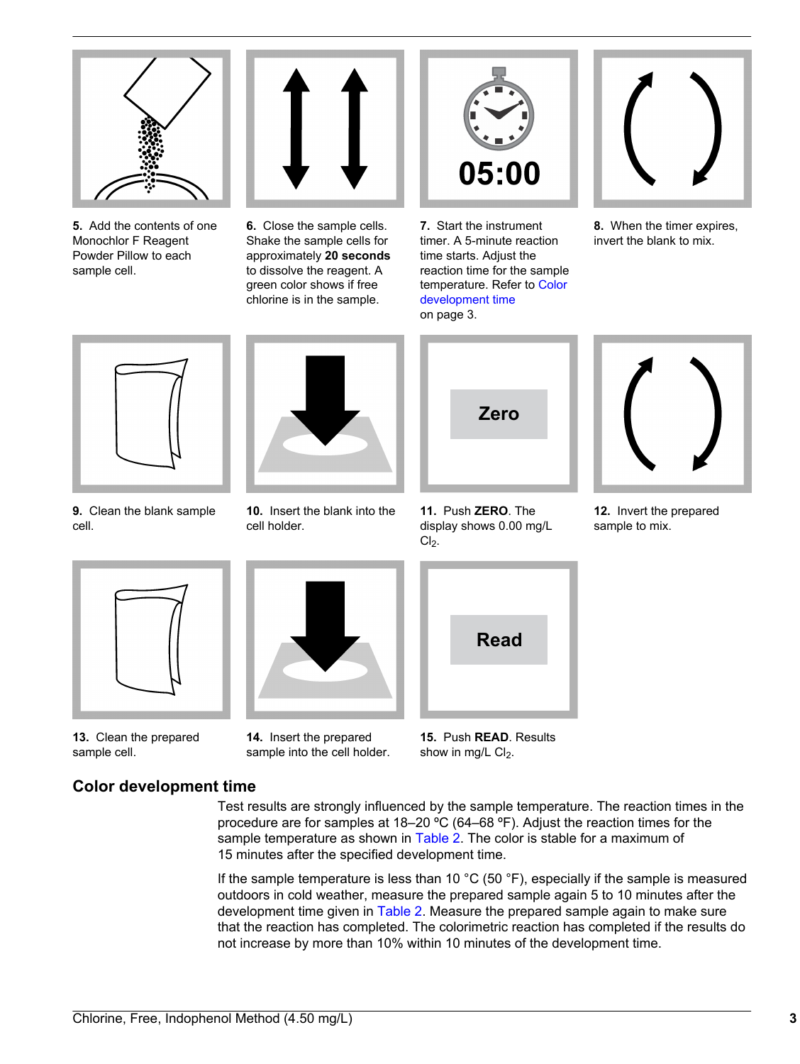5. Add the contents of one Monochlor F Reagent Powder Pillow to each sample cell.

6. Close the sample cells. Shake the sample cells for approximately **20 seconds** to dissolve the reagent. A green color shows if free chlorine is in the sample.

7. Start the instrument timer. A 5-minute reaction time starts. Adjust the reaction time for the sample temperature. Refer to Color development time on page 3.

8. When the timer expires, invert the blank to mix.

9. Clean the blank sample cell.

10. Insert the blank into the cell holder.

11. Push **ZERO**. The display shows 0.00 mg/L $Cl_2$.

12. Invert the prepared sample to mix.

13. Clean the prepared sample cell.

14. Insert the prepared sample into the cell holder.

15. Push **READ**. Results show in mg/L $Cl_2$.

## Color development time

Test results are strongly influenced by the sample temperature. The reaction times in the procedure are for samples at 18–20 ºC (64–68 ºF). Adjust the reaction times for the sample temperature as shown in Table 2. The color is stable for a maximum of 15 minutes after the specified development time.

If the sample temperature is less than 10 °C (50 °F), especially if the sample is measured outdoors in cold weather, measure the prepared sample again 5 to 10 minutes after the development time given in Table 2. Measure the prepared sample again to make sure that the reaction has completed. The colorimetric reaction has completed if the results do not increase by more than 10% within 10 minutes of the development time.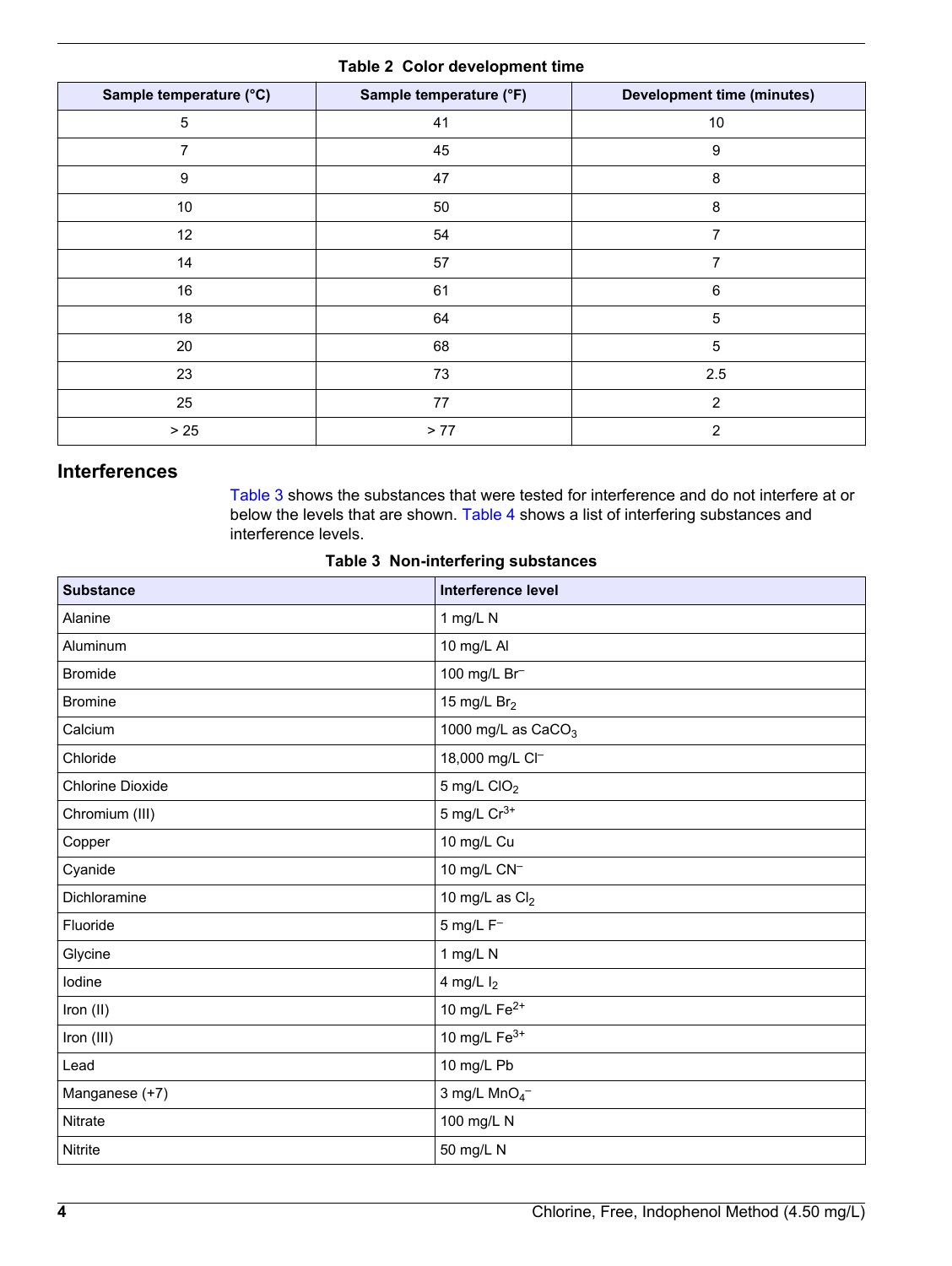**Table 2 Color development time**

| Sample temperature (°C) | Sample temperature (°F) | Development time (minutes) |
|---|---|---|
| 5 | 41 | 10 |
| 7 | 45 | 9 |
| 9 | 47 | 8 |
| 10 | 50 | 8 |
| 12 | 54 | 7 |
| 14 | 57 | 7 |
| 16 | 61 | 6 |
| 18 | 64 | 5 |
| 20 | 68 | 5 |
| 23 | 73 | 2.5 |
| 25 | 77 | 2 |
| > 25 | > 77 | 2 |

## Interferences

Table 3 shows the substances that were tested for interference and do not interfere at or below the levels that are shown. Table 4 shows a list of interfering substances and interference levels.

**Table 3 Non-interfering substances**

| Substance | Interference level |
|---|---|
| Alanine | 1 mg/L N |
| Aluminum | 10 mg/L Al |
| Bromide | 100 mg/L $Br^-$ |
| Bromine | 15 mg/L $Br_2$ |
| Calcium | 1000 mg/L as $CaCO_3$ |
| Chloride | 18,000 mg/L $Cl^-$ |
| Chlorine Dioxide | 5 mg/L $ClO_2$ |
| Chromium (III) | 5 mg/L $Cr^{3+}$ |
| Copper | 10 mg/L Cu |
| Cyanide | 10 mg/L $CN^-$ |
| Dichloramine | 10 mg/L as $Cl_2$ |
| Fluoride | 5 mg/L $F^-$ |
| Glycine | 1 mg/L N |
| Iodine | 4 mg/L $I_2$ |
| Iron (II) | 10 mg/L $Fe^{2+}$ |
| Iron (III) | 10 mg/L $Fe^{3+}$ |
| Lead | 10 mg/L Pb |
| Manganese (+7) | 3 mg/L $MnO_4^-$ |
| Nitrate | 100 mg/L N |
| Nitrite | 50 mg/L N |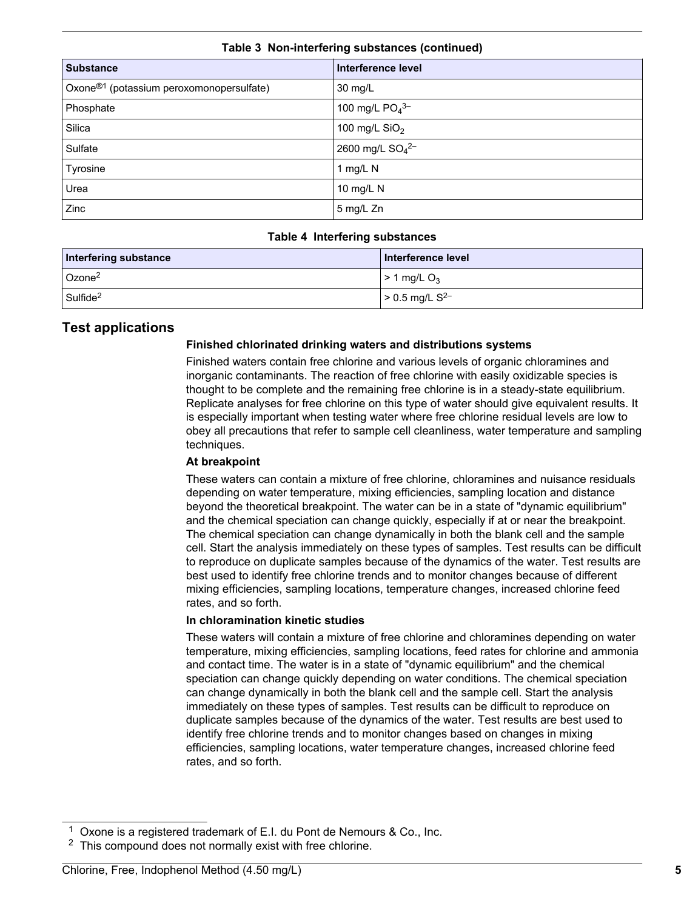**Table 3 Non-interfering substances (continued)**

| Substance | Interference level |
| --- | --- |
| Oxone®[1] (potassium peroxomonopersulfate) | 30 mg/L |
| Phosphate | 100 mg/L $PO_4^{3-}$ |
| Silica | 100 mg/L $SiO_2$ |
| Sulfate | 2600 mg/L $SO_4^{2-}$ |
| Tyrosine | 1 mg/L N |
| Urea | 10 mg/L N |
| Zinc | 5 mg/L Zn |

**Table 4 Interfering substances**

| Interfering substance | Interference level |
| --- | --- |
| Ozone[2] | > 1 mg/L $O_3$ |
| Sulfide[2] | > 0.5 mg/L $S^{2-}$ |

## Test applications

**Finished chlorinated drinking waters and distributions systems**

Finished waters contain free chlorine and various levels of organic chloramines and inorganic contaminants. The reaction of free chlorine with easily oxidizable species is thought to be complete and the remaining free chlorine is in a steady-state equilibrium. Replicate analyses for free chlorine on this type of water should give equivalent results. It is especially important when testing water where free chlorine residual levels are low to obey all precautions that refer to sample cell cleanliness, water temperature and sampling techniques.

**At breakpoint**

These waters can contain a mixture of free chlorine, chloramines and nuisance residuals depending on water temperature, mixing efficiencies, sampling location and distance beyond the theoretical breakpoint. The water can be in a state of "dynamic equilibrium" and the chemical speciation can change quickly, especially if at or near the breakpoint. The chemical speciation can change dynamically in both the blank cell and the sample cell. Start the analysis immediately on these types of samples. Test results can be difficult to reproduce on duplicate samples because of the dynamics of the water. Test results are best used to identify free chlorine trends and to monitor changes because of different mixing efficiencies, sampling locations, temperature changes, increased chlorine feed rates, and so forth.

**In chloramination kinetic studies**

These waters will contain a mixture of free chlorine and chloramines depending on water temperature, mixing efficiencies, sampling locations, feed rates for chlorine and ammonia and contact time. The water is in a state of "dynamic equilibrium" and the chemical speciation can change quickly depending on water conditions. The chemical speciation can change dynamically in both the blank cell and the sample cell. Start the analysis immediately on these types of samples. Test results can be difficult to reproduce on duplicate samples because of the dynamics of the water. Test results are best used to identify free chlorine trends and to monitor changes based on changes in mixing efficiencies, sampling locations, water temperature changes, increased chlorine feed rates, and so forth.

[1] Oxone is a registered trademark of E.I. du Pont de Nemours & Co., Inc.

[2] This compound does not normally exist with free chlorine.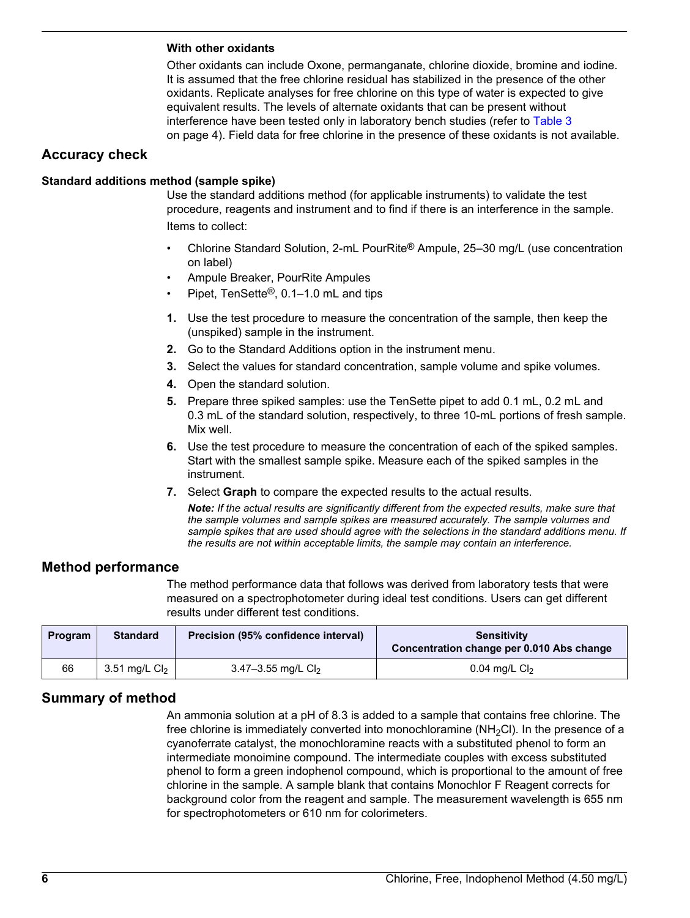#### With other oxidants

Other oxidants can include Oxone, permanganate, chlorine dioxide, bromine and iodine. It is assumed that the free chlorine residual has stabilized in the presence of the other oxidants. Replicate analyses for free chlorine on this type of water is expected to give equivalent results. The levels of alternate oxidants that can be present without interference have been tested only in laboratory bench studies (refer to Table 3 on page 4). Field data for free chlorine in the presence of these oxidants is not available.

## Accuracy check

#### Standard additions method (sample spike)

Use the standard additions method (for applicable instruments) to validate the test procedure, reagents and instrument and to find if there is an interference in the sample.

Items to collect:

- Chlorine Standard Solution, 2-mL PourRite® Ampule, 25–30 mg/L (use concentration on label)
- Ampule Breaker, PourRite Ampules
- Pipet, TenSette®, 0.1–1.0 mL and tips

1. Use the test procedure to measure the concentration of the sample, then keep the (unspiked) sample in the instrument.
2. Go to the Standard Additions option in the instrument menu.
3. Select the values for standard concentration, sample volume and spike volumes.
4. Open the standard solution.
5. Prepare three spiked samples: use the TenSette pipet to add 0.1 mL, 0.2 mL and 0.3 mL of the standard solution, respectively, to three 10-mL portions of fresh sample. Mix well.
6. Use the test procedure to measure the concentration of each of the spiked samples. Start with the smallest sample spike. Measure each of the spiked samples in the instrument.
7. Select **Graph** to compare the expected results to the actual results.

   ***Note:*** *If the actual results are significantly different from the expected results, make sure that the sample volumes and sample spikes are measured accurately. The sample volumes and sample spikes that are used should agree with the selections in the standard additions menu. If the results are not within acceptable limits, the sample may contain an interference.*

## Method performance

The method performance data that follows was derived from laboratory tests that were measured on a spectrophotometer during ideal test conditions. Users can get different results under different test conditions.

| Program | Standard | Precision (95% confidence interval) | Sensitivity Concentration change per 0.010 Abs change |
|---|---|---|---|
| 66 | 3.51 mg/L $Cl_2$ | 3.47–3.55 mg/L $Cl_2$ | 0.04 mg/L $Cl_2$ |

## Summary of method

An ammonia solution at a pH of 8.3 is added to a sample that contains free chlorine. The free chlorine is immediately converted into monochloramine ($NH_2Cl$). In the presence of a cyanoferrate catalyst, the monochloramine reacts with a substituted phenol to form an intermediate monoimine compound. The intermediate couples with excess substituted phenol to form a green indophenol compound, which is proportional to the amount of free chlorine in the sample. A sample blank that contains Monochlor F Reagent corrects for background color from the reagent and sample. The measurement wavelength is 655 nm for spectrophotometers or 610 nm for colorimeters.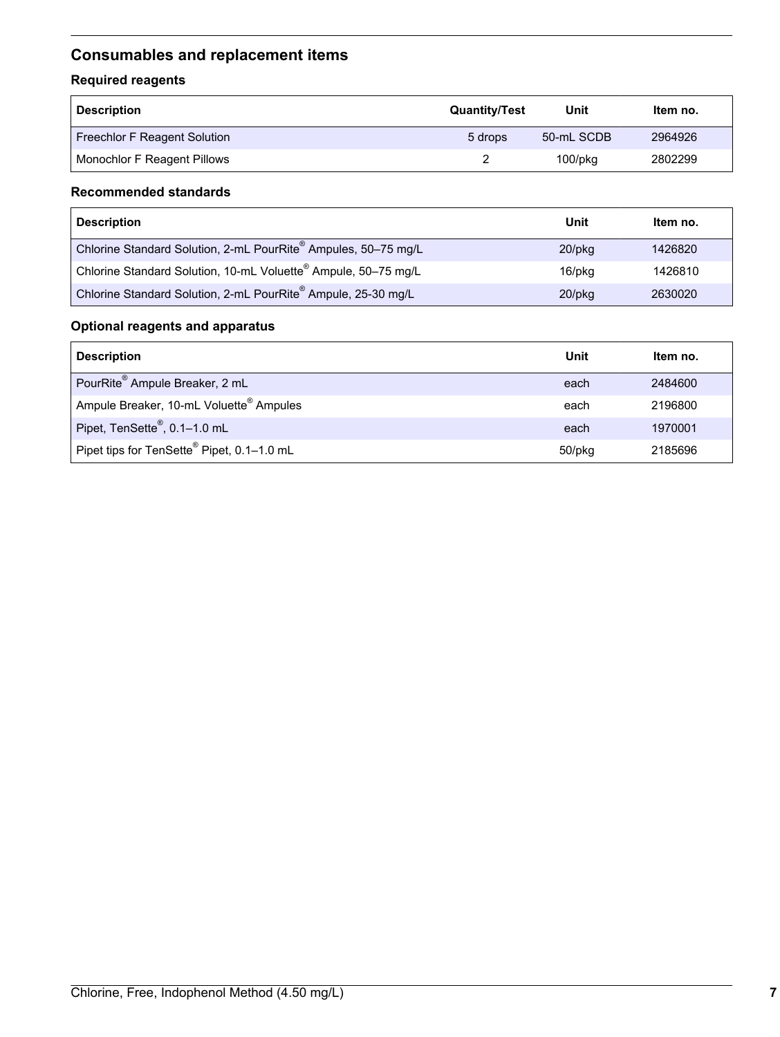## Consumables and replacement items

### Required reagents

| Description | Quantity/Test | Unit | Item no. |
|---|---|---|---|
| Freechlor F Reagent Solution | 5 drops | 50-mL SCDB | 2964926 |
| Monochlor F Reagent Pillows | 2 | 100/pkg | 2802299 |

### Recommended standards

| Description | Unit | Item no. |
|---|---|---|
| Chlorine Standard Solution, 2-mL PourRite® Ampules, 50–75 mg/L | 20/pkg | 1426820 |
| Chlorine Standard Solution, 10-mL Voluette® Ampule, 50–75 mg/L | 16/pkg | 1426810 |
| Chlorine Standard Solution, 2-mL PourRite® Ampule, 25-30 mg/L | 20/pkg | 2630020 |

### Optional reagents and apparatus

| Description | Unit | Item no. |
|---|---|---|
| PourRite® Ampule Breaker, 2 mL | each | 2484600 |
| Ampule Breaker, 10-mL Voluette® Ampules | each | 2196800 |
| Pipet, TenSette®, 0.1–1.0 mL | each | 1970001 |
| Pipet tips for TenSette® Pipet, 0.1–1.0 mL | 50/pkg | 2185696 |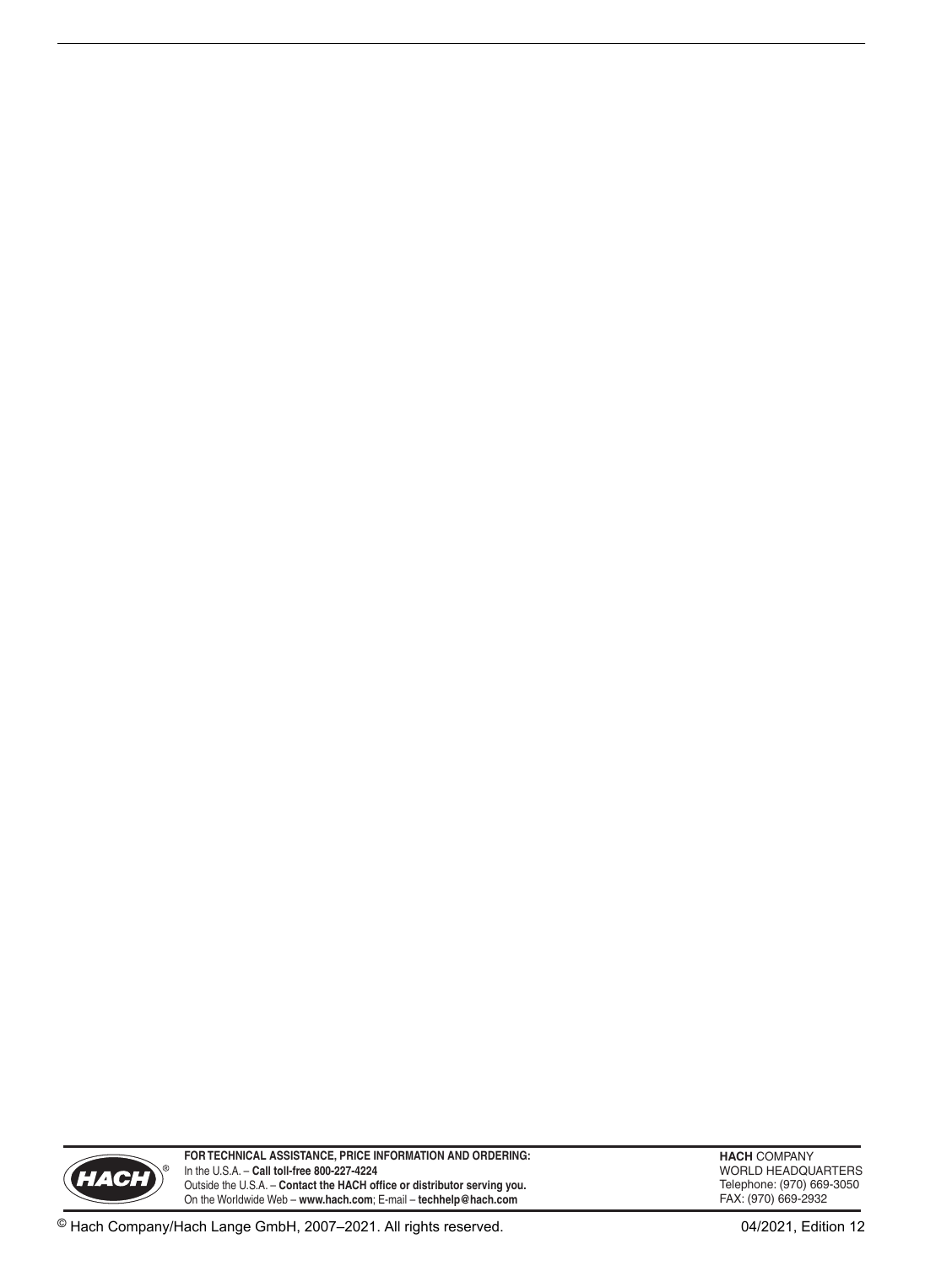**FOR TECHNICAL ASSISTANCE, PRICE INFORMATION AND ORDERING:**
In the U.S.A. – **Call toll-free 800-227-4224**
Outside the U.S.A. – **Contact the HACH office or distributor serving you.**
On the Worldwide Web – **www.hach.com**; E-mail – **techhelp@hach.com**

**HACH** COMPANY
WORLD HEADQUARTERS
Telephone: (970) 669-3050
FAX: (970) 669-2932

© Hach Company/Hach Lange GmbH, 2007–2021. All rights reserved.

04/2021, Edition 12